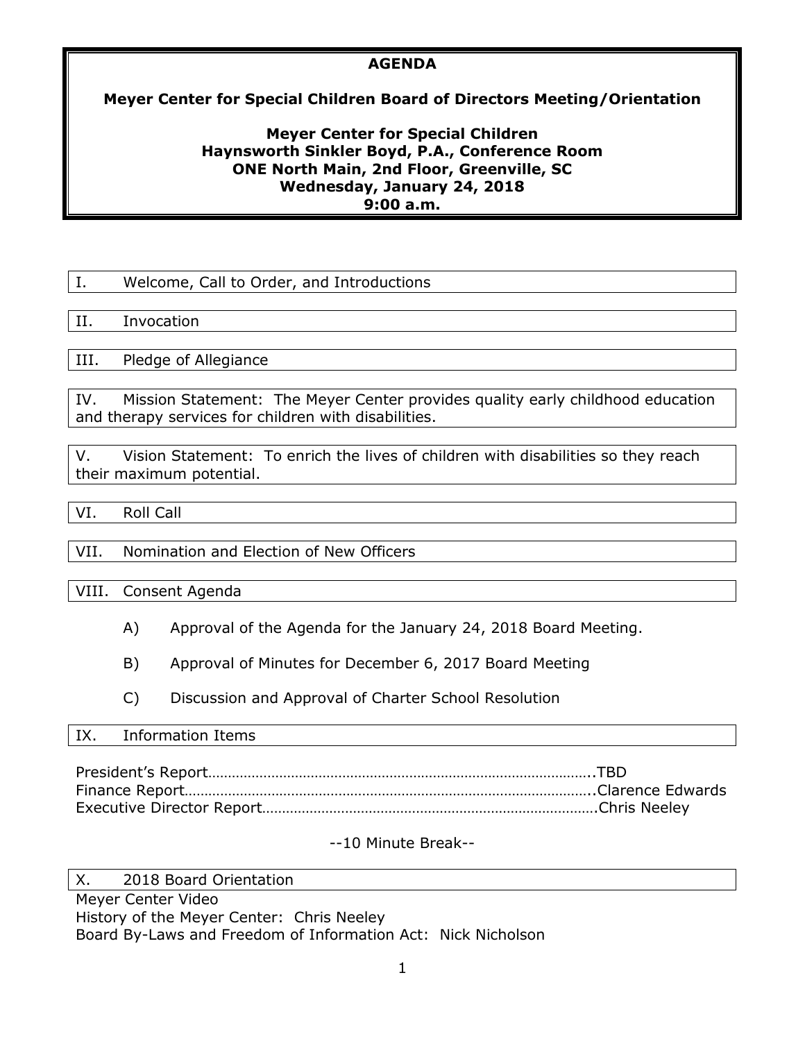# AGENDA

## Meyer Center for Special Children Board of Directors Meeting/Orientation

**Meyer Center for Special Children**
**Haynsworth Sinkler Boyd, P.A., Conference Room**
**ONE North Main, 2nd Floor, Greenville, SC**
**Wednesday, January 24, 2018**
**9:00 a.m.**

I. Welcome, Call to Order, and Introductions

II. Invocation

III. Pledge of Allegiance

IV. Mission Statement: The Meyer Center provides quality early childhood education and therapy services for children with disabilities.

V. Vision Statement: To enrich the lives of children with disabilities so they reach their maximum potential.

VI. Roll Call

VII. Nomination and Election of New Officers

VIII. Consent Agenda

- A) Approval of the Agenda for the January 24, 2018 Board Meeting.
- B) Approval of Minutes for December 6, 2017 Board Meeting
- C) Discussion and Approval of Charter School Resolution

IX. Information Items

President's Report…………………………………………………………………………………..TBD
Finance Report………………………………………………………………………………………..Clarence Edwards
Executive Director Report……………………………………………………………………….Chris Neeley

--10 Minute Break--

X. 2018 Board Orientation

Meyer Center Video
History of the Meyer Center: Chris Neeley
Board By-Laws and Freedom of Information Act: Nick Nicholson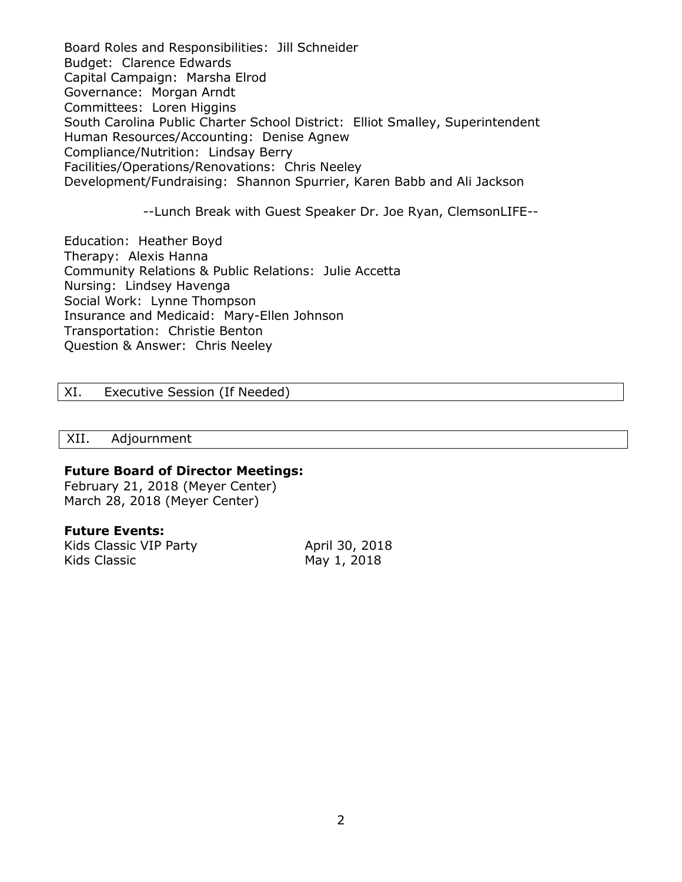Board Roles and Responsibilities: Jill Schneider
Budget: Clarence Edwards
Capital Campaign: Marsha Elrod
Governance: Morgan Arndt
Committees: Loren Higgins
South Carolina Public Charter School District: Elliot Smalley, Superintendent
Human Resources/Accounting: Denise Agnew
Compliance/Nutrition: Lindsay Berry
Facilities/Operations/Renovations: Chris Neeley
Development/Fundraising: Shannon Spurrier, Karen Babb and Ali Jackson

--Lunch Break with Guest Speaker Dr. Joe Ryan, ClemsonLIFE--

Education: Heather Boyd
Therapy: Alexis Hanna
Community Relations & Public Relations: Julie Accetta
Nursing: Lindsey Havenga
Social Work: Lynne Thompson
Insurance and Medicaid: Mary-Ellen Johnson
Transportation: Christie Benton
Question & Answer: Chris Neeley

XI. Executive Session (If Needed)

XII. Adjournment

**Future Board of Director Meetings:**
February 21, 2018 (Meyer Center)
March 28, 2018 (Meyer Center)

**Future Events:**

| | |
|---|---|
| Kids Classic VIP Party | April 30, 2018 |
| Kids Classic | May 1, 2018 |